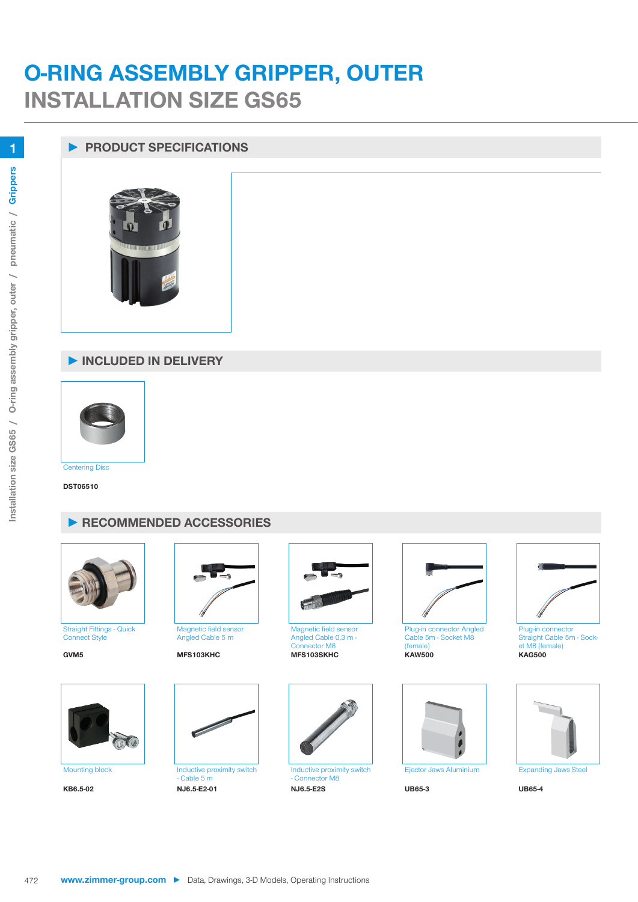# O-RING ASSEMBLY GRIPPER, OUTER
## INSTALLATION SIZE GS65

### ▶ PRODUCT SPECIFICATIONS

### ▶ INCLUDED IN DELIVERY

Centering Disc

**DST06510**

### ▶ RECOMMENDED ACCESSORIES

Straight Fittings - Quick Connect Style

**GVM5**

Magnetic field sensor Angled Cable 5 m

**MFS103KHC**

Magnetic field sensor Angled Cable 0,3 m - Connector M8

**MFS103SKHC**

Plug-in connector Angled Cable 5m - Socket M8 (female)

**KAW500**

Plug-in connector Straight Cable 5m - Socket M8 (female)

**KAG500**

Mounting block

**KB6.5-02**

Inductive proximity switch - Cable 5 m

**NJ6.5-E2-01**

Inductive proximity switch - Connector M8

**NJ6.5-E2S**

Ejector Jaws Aluminium

**UB65-3**

Expanding Jaws Steel

**UB65-4**

**www.zimmer-group.com** ▶ Data, Drawings, 3-D Models, Operating Instructions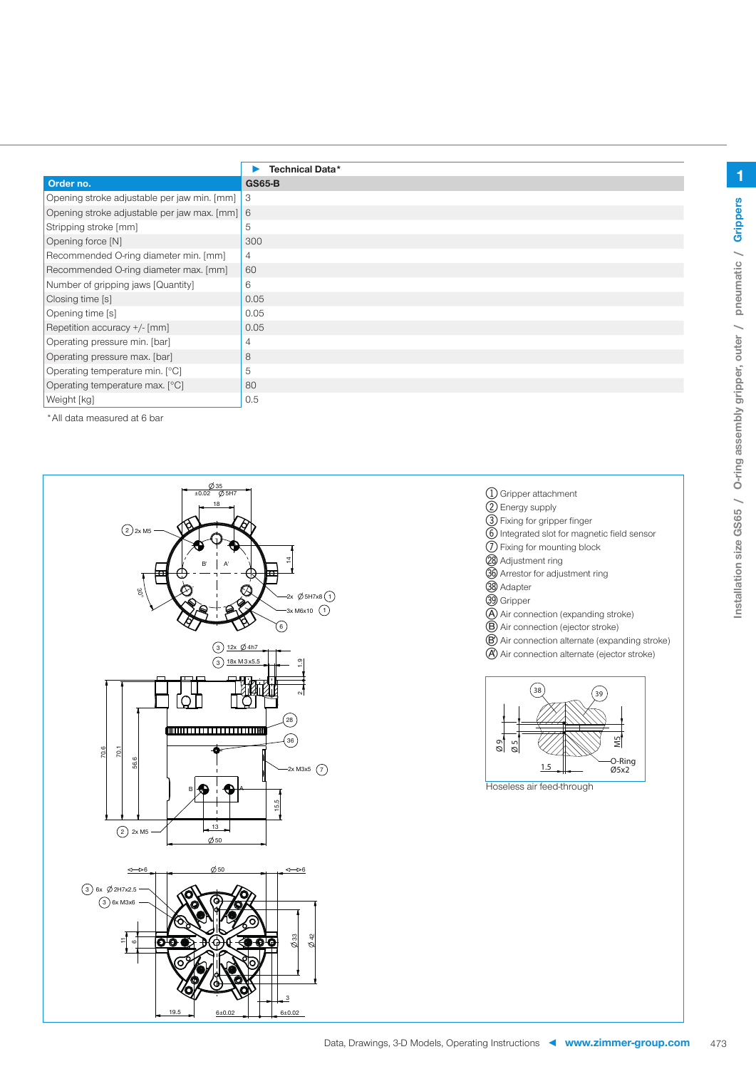## ► Technical Data*

| Order no. | GS65-B |
|---|---|
| Opening stroke adjustable per jaw min. [mm] | 3 |
| Opening stroke adjustable per jaw max. [mm] | 6 |
| Stripping stroke [mm] | 5 |
| Opening force [N] | 300 |
| Recommended O-ring diameter min. [mm] | 4 |
| Recommended O-ring diameter max. [mm] | 60 |
| Number of gripping jaws [Quantity] | 6 |
| Closing time [s] | 0.05 |
| Opening time [s] | 0.05 |
| Repetition accuracy +/- [mm] | 0.05 |
| Operating pressure min. [bar] | 4 |
| Operating pressure max. [bar] | 8 |
| Operating temperature min. [°C] | 5 |
| Operating temperature max. [°C] | 80 |
| Weight [kg] | 0.5 |

*All data measured at 6 bar

① Gripper attachment
② Energy supply
③ Fixing for gripper finger
⑥ Integrated slot for magnetic field sensor
⑦ Fixing for mounting block
㉘ Adjustment ring
㊱ Arrestor for adjustment ring
㊳ Adapter
㊴ Gripper
Ⓐ Air connection (expanding stroke)
Ⓑ Air connection (ejector stroke)
Ⓑ' Air connection alternate (expanding stroke)
Ⓐ' Air connection alternate (ejector stroke)

Hoseless air feed-through